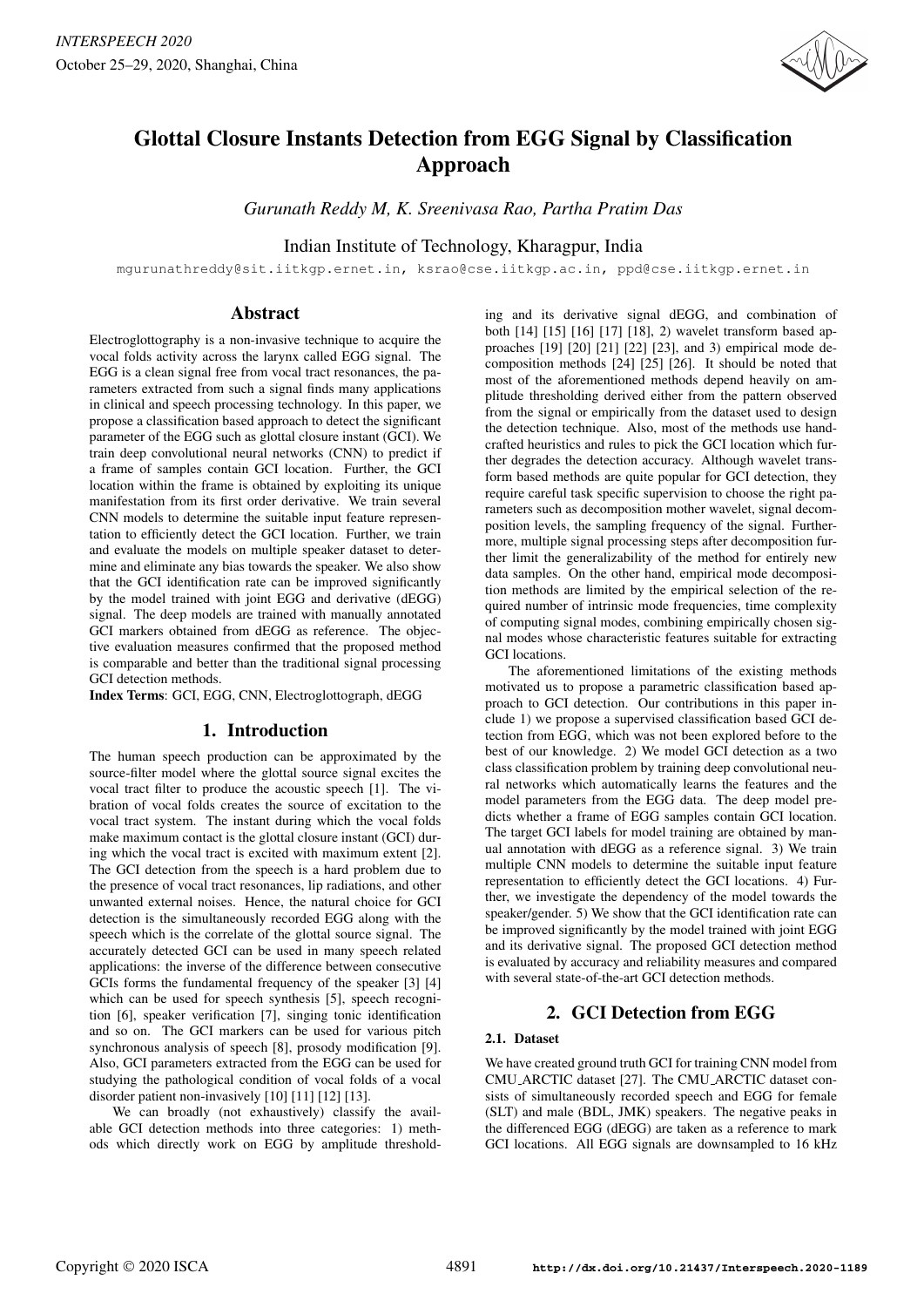# Glottal Closure Instants Detection from EGG Signal by Classification Approach

*Gurunath Reddy M, K. Sreenivasa Rao, Partha Pratim Das*

Indian Institute of Technology, Kharagpur, India

mgurunathreddy@sit.iitkgp.ernet.in, ksrao@cse.iitkgp.ac.in, ppd@cse.iitkgp.ernet.in

## Abstract

Electroglottography is a non-invasive technique to acquire the vocal folds activity across the larynx called EGG signal. The EGG is a clean signal free from vocal tract resonances, the parameters extracted from such a signal finds many applications in clinical and speech processing technology. In this paper, we propose a classification based approach to detect the significant parameter of the EGG such as glottal closure instant (GCI). We train deep convolutional neural networks (CNN) to predict if a frame of samples contain GCI location. Further, the GCI location within the frame is obtained by exploiting its unique manifestation from its first order derivative. We train several CNN models to determine the suitable input feature representation to efficiently detect the GCI location. Further, we train and evaluate the models on multiple speaker dataset to determine and eliminate any bias towards the speaker. We also show that the GCI identification rate can be improved significantly by the model trained with joint EGG and derivative (dEGG) signal. The deep models are trained with manually annotated GCI markers obtained from dEGG as reference. The objective evaluation measures confirmed that the proposed method is comparable and better than the traditional signal processing GCI detection methods.

**Index Terms**: GCI, EGG, CNN, Electroglottograph, dEGG

## 1. Introduction

The human speech production can be approximated by the source-filter model where the glottal source signal excites the vocal tract filter to produce the acoustic speech [1]. The vibration of vocal folds creates the source of excitation to the vocal tract system. The instant during which the vocal folds make maximum contact is the glottal closure instant (GCI) during which the vocal tract is excited with maximum extent [2]. The GCI detection from the speech is a hard problem due to the presence of vocal tract resonances, lip radiations, and other unwanted external noises. Hence, the natural choice for GCI detection is the simultaneously recorded EGG along with the speech which is the correlate of the glottal source signal. The accurately detected GCI can be used in many speech related applications: the inverse of the difference between consecutive GCIs forms the fundamental frequency of the speaker [3] [4] which can be used for speech synthesis [5], speech recognition [6], speaker verification [7], singing tonic identification and so on. The GCI markers can be used for various pitch synchronous analysis of speech [8], prosody modification [9]. Also, GCI parameters extracted from the EGG can be used for studying the pathological condition of vocal folds of a vocal disorder patient non-invasively [10] [11] [12] [13].

We can broadly (not exhaustively) classify the available GCI detection methods into three categories: 1) methods which directly work on EGG by amplitude thresholding and its derivative signal dEGG, and combination of both [14] [15] [16] [17] [18], 2) wavelet transform based approaches [19] [20] [21] [22] [23], and 3) empirical mode decomposition methods [24] [25] [26]. It should be noted that most of the aforementioned methods depend heavily on amplitude thresholding derived either from the pattern observed from the signal or empirically from the dataset used to design the detection technique. Also, most of the methods use handcrafted heuristics and rules to pick the GCI location which further degrades the detection accuracy. Although wavelet transform based methods are quite popular for GCI detection, they require careful task specific supervision to choose the right parameters such as decomposition mother wavelet, signal decomposition levels, the sampling frequency of the signal. Furthermore, multiple signal processing steps after decomposition further limit the generalizability of the method for entirely new data samples. On the other hand, empirical mode decomposition methods are limited by the empirical selection of the required number of intrinsic mode frequencies, time complexity of computing signal modes, combining empirically chosen signal modes whose characteristic features suitable for extracting GCI locations.

The aforementioned limitations of the existing methods motivated us to propose a parametric classification based approach to GCI detection. Our contributions in this paper include 1) we propose a supervised classification based GCI detection from EGG, which was not been explored before to the best of our knowledge. 2) We model GCI detection as a two class classification problem by training deep convolutional neural networks which automatically learns the features and the model parameters from the EGG data. The deep model predicts whether a frame of EGG samples contain GCI location. The target GCI labels for model training are obtained by manual annotation with dEGG as a reference signal. 3) We train multiple CNN models to determine the suitable input feature representation to efficiently detect the GCI locations. 4) Further, we investigate the dependency of the model towards the speaker/gender. 5) We show that the GCI identification rate can be improved significantly by the model trained with joint EGG and its derivative signal. The proposed GCI detection method is evaluated by accuracy and reliability measures and compared with several state-of-the-art GCI detection methods.

## 2. GCI Detection from EGG

### 2.1. Dataset

We have created ground truth GCI for training CNN model from CMU_ARCTIC dataset [27]. The CMU_ARCTIC dataset consists of simultaneously recorded speech and EGG for female (SLT) and male (BDL, JMK) speakers. The negative peaks in the differenced EGG (dEGG) are taken as a reference to mark GCI locations. All EGG signals are downsampled to 16 kHz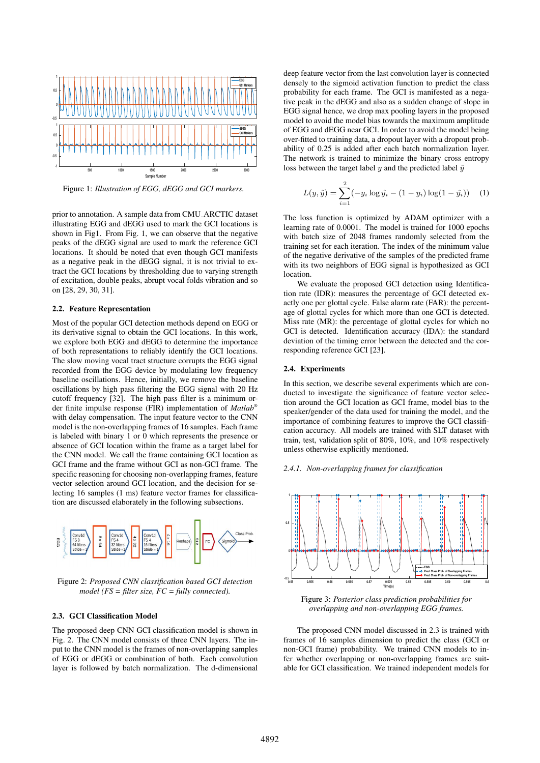Figure 1: *Illustration of EGG, dEGG and GCI markers.*

prior to annotation. A sample data from CMU_ARCTIC dataset illustrating EGG and dEGG used to mark the GCI locations is shown in Fig1. From Fig. 1, we can observe that the negative peaks of the dEGG signal are used to mark the reference GCI locations. It should be noted that even though GCI manifests as a negative peak in the dEGG signal, it is not trivial to extract the GCI locations by thresholding due to varying strength of excitation, double peaks, abrupt vocal folds vibration and so on [28, 29, 30, 31].

### 2.2. Feature Representation

Most of the popular GCI detection methods depend on EGG or its derivative signal to obtain the GCI locations. In this work, we explore both EGG and dEGG to determine the importance of both representations to reliably identify the GCI locations. The slow moving vocal tract structure corrupts the EGG signal recorded from the EGG device by modulating low frequency baseline oscillations. Hence, initially, we remove the baseline oscillations by high pass filtering the EGG signal with 20 Hz cutoff frequency [32]. The high pass filter is a minimum order finite impulse response (FIR) implementation of *Matlab*® with delay compensation. The input feature vector to the CNN model is the non-overlapping frames of 16 samples. Each frame is labeled with binary 1 or 0 which represents the presence or absence of GCI location within the frame as a target label for the CNN model. We call the frame containing GCI location as GCI frame and the frame without GCI as non-GCI frame. The specific reasoning for choosing non-overlapping frames, feature vector selection around GCI location, and the decision for selecting 16 samples (1 ms) feature vector frames for classification are discussed elaborately in the following subsections.

Figure 2: *Proposed CNN classification based GCI detection model (FS = filter size, FC = fully connected).*

### 2.3. GCI Classification Model

The proposed deep CNN GCI classification model is shown in Fig. 2. The CNN model consists of three CNN layers. The input to the CNN model is the frames of non-overlapping samples of EGG or dEGG or combination of both. Each convolution layer is followed by batch normalization. The d-dimensional deep feature vector from the last convolution layer is connected densely to the sigmoid activation function to predict the class probability for each frame. The GCI is manifested as a negative peak in the dEGG and also as a sudden change of slope in EGG signal hence, we drop max pooling layers in the proposed model to avoid the model bias towards the maximum amplitude of EGG and dEGG near GCI. In order to avoid the model being over-fitted to training data, a dropout layer with a dropout probability of 0.25 is added after each batch normalization layer. The network is trained to minimize the binary cross entropy loss between the target label $y$ and the predicted label $\hat{y}$

$$L(y, \hat{y}) = \sum_{i=1}^{2} (-y_i \log \hat{y}_i - (1 - y_i) \log(1 - \hat{y}_i)) \quad (1)$$

The loss function is optimized by ADAM optimizer with a learning rate of 0.0001. The model is trained for 1000 epochs with batch size of 2048 frames randomly selected from the training set for each iteration. The index of the minimum value of the negative derivative of the samples of the predicted frame with its two neighbors of EGG signal is hypothesized as GCI location.

We evaluate the proposed GCI detection using Identification rate (IDR): measures the percentage of GCI detected exactly one per glottal cycle. False alarm rate (FAR): the percentage of glottal cycles for which more than one GCI is detected. Miss rate (MR): the percentage of glottal cycles for which no GCI is detected. Identification accuracy (IDA): the standard deviation of the timing error between the detected and the corresponding reference GCI [23].

### 2.4. Experiments

In this section, we describe several experiments which are conducted to investigate the significance of feature vector selection around the GCI location as GCI frame, model bias to the speaker/gender of the data used for training the model, and the importance of combining features to improve the GCI classification accuracy. All models are trained with SLT dataset with train, test, validation split of 80%, 10%, and 10% respectively unless otherwise explicitly mentioned.

#### *2.4.1. Non-overlapping frames for classification*

Figure 3: *Posterior class prediction probabilities for overlapping and non-overlapping EGG frames.*

The proposed CNN model discussed in 2.3 is trained with frames of 16 samples dimension to predict the class (GCI or non-GCI frame) probability. We trained CNN models to infer whether overlapping or non-overlapping frames are suitable for GCI classification. We trained independent models for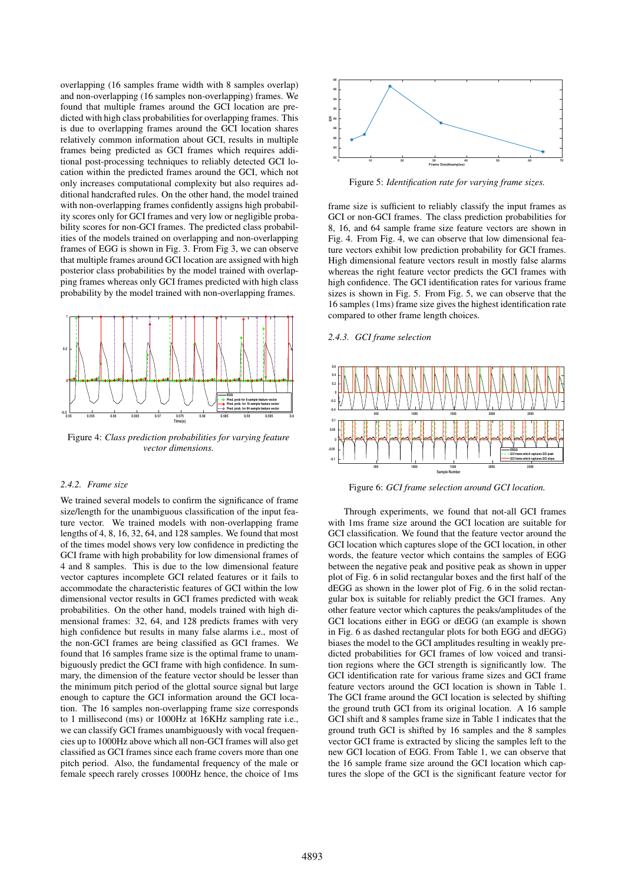overlapping (16 samples frame width with 8 samples overlap) and non-overlapping (16 samples non-overlapping) frames. We found that multiple frames around the GCI location are predicted with high class probabilities for overlapping frames. This is due to overlapping frames around the GCI location shares relatively common information about GCI, results in multiple frames being predicted as GCI frames which requires additional post-processing techniques to reliably detected GCI location within the predicted frames around the GCI, which not only increases computational complexity but also requires additional handcrafted rules. On the other hand, the model trained with non-overlapping frames confidently assigns high probability scores only for GCI frames and very low or negligible probability scores for non-GCI frames. The predicted class probabilities of the models trained on overlapping and non-overlapping frames of EGG is shown in Fig. 3. From Fig 3, we can observe that multiple frames around GCI location are assigned with high posterior class probabilities by the model trained with overlapping frames whereas only GCI frames predicted with high class probability by the model trained with non-overlapping frames.

Figure 4: *Class prediction probabilities for varying feature vector dimensions.*

#### 2.4.2. Frame size

We trained several models to confirm the significance of frame size/length for the unambiguous classification of the input feature vector. We trained models with non-overlapping frame lengths of 4, 8, 16, 32, 64, and 128 samples. We found that most of the times model shows very low confidence in predicting the GCI frame with high probability for low dimensional frames of 4 and 8 samples. This is due to the low dimensional feature vector captures incomplete GCI related features or it fails to accommodate the characteristic features of GCI within the low dimensional vector results in GCI frames predicted with weak probabilities. On the other hand, models trained with high dimensional frames: 32, 64, and 128 predicts frames with very high confidence but results in many false alarms i.e., most of the non-GCI frames are being classified as GCI frames. We found that 16 samples frame size is the optimal frame to unambiguously predict the GCI frame with high confidence. In summary, the dimension of the feature vector should be lesser than the minimum pitch period of the glottal source signal but large enough to capture the GCI information around the GCI location. The 16 samples non-overlapping frame size corresponds to 1 millisecond (ms) or 1000Hz at 16KHz sampling rate i.e., we can classify GCI frames unambiguously with vocal frequencies up to 1000Hz above which all non-GCI frames will also get classified as GCI frames since each frame covers more than one pitch period. Also, the fundamental frequency of the male or female speech rarely crosses 1000Hz hence, the choice of 1ms frame size is sufficient to reliably classify the input frames as GCI or non-GCI frames. The class prediction probabilities for 8, 16, and 64 sample frame size feature vectors are shown in Fig. 4. From Fig. 4, we can observe that low dimensional feature vectors exhibit low prediction probability for GCI frames. High dimensional feature vectors result in mostly false alarms whereas the right feature vector predicts the GCI frames with high confidence. The GCI identification rates for various frame sizes is shown in Fig. 5. From Fig. 5, we can observe that the 16 samples (1ms) frame size gives the highest identification rate compared to other frame length choices.

Figure 5: *Identification rate for varying frame sizes.*

#### 2.4.3. GCI frame selection

Figure 6: *GCI frame selection around GCI location.*

Through experiments, we found that not-all GCI frames with 1ms frame size around the GCI location are suitable for GCI classification. We found that the feature vector around the GCI location which captures slope of the GCI location, in other words, the feature vector which contains the samples of EGG between the negative peak and positive peak as shown in upper plot of Fig. 6 in solid rectangular boxes and the first half of the dEGG as shown in the lower plot of Fig. 6 in the solid rectangular box is suitable for reliably predict the GCI frames. Any other feature vector which captures the peaks/amplitudes of the GCI locations either in EGG or dEGG (an example is shown in Fig. 6 as dashed rectangular plots for both EGG and dEGG) biases the model to the GCI amplitudes resulting in weakly predicted probabilities for GCI frames of low voiced and transition regions where the GCI strength is significantly low. The GCI identification rate for various frame sizes and GCI frame feature vectors around the GCI location is shown in Table 1. The GCI frame around the GCI location is selected by shifting the ground truth GCI from its original location. A 16 sample GCI shift and 8 samples frame size in Table 1 indicates that the ground truth GCI is shifted by 16 samples and the 8 samples vector GCI frame is extracted by slicing the samples left to the new GCI location of EGG. From Table 1, we can observe that the 16 sample frame size around the GCI location which captures the slope of the GCI is the significant feature vector for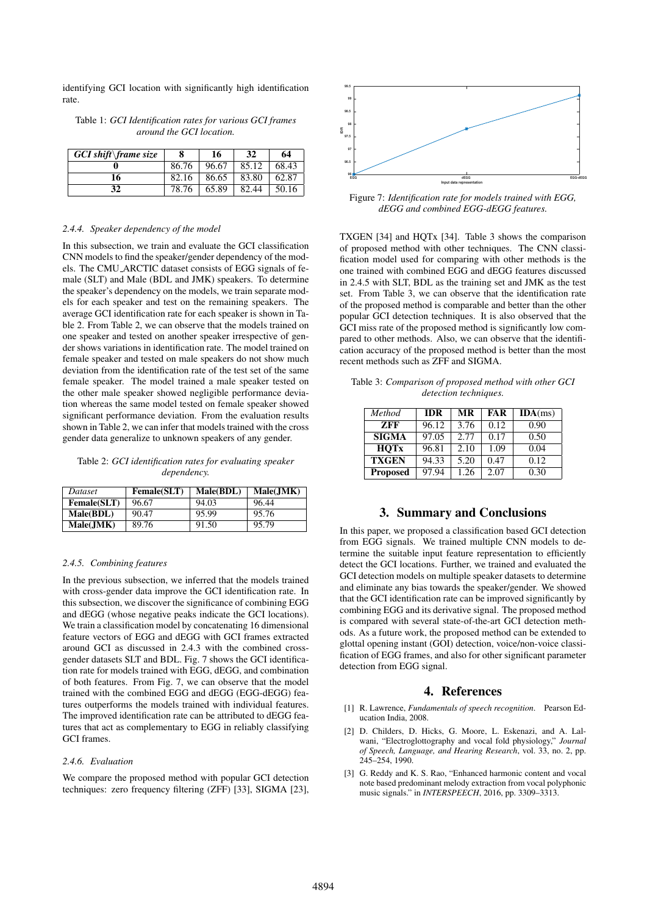identifying GCI location with significantly high identification rate.

Table 1: *GCI Identification rates for various GCI frames around the GCI location.*

| *GCI shift\frame size* | **8** | **16** | **32** | **64** |
|---|---|---|---|---|
| **0** | 86.76 | 96.67 | 85.12 | 68.43 |
| **16** | 82.16 | 86.65 | 83.80 | 62.87 |
| **32** | 78.76 | 65.89 | 82.44 | 50.16 |

#### 2.4.4. Speaker dependency of the model

In this subsection, we train and evaluate the GCI classification CNN models to find the speaker/gender dependency of the models. The CMU_ARCTIC dataset consists of EGG signals of female (SLT) and Male (BDL and JMK) speakers. To determine the speaker's dependency on the models, we train separate models for each speaker and test on the remaining speakers. The average GCI identification rate for each speaker is shown in Table 2. From Table 2, we can observe that the models trained on one speaker and tested on another speaker irrespective of gender shows variations in identification rate. The model trained on female speaker and tested on male speakers do not show much deviation from the identification rate of the test set of the same female speaker. The model trained a male speaker tested on the other male speaker showed negligible performance deviation whereas the same model tested on female speaker showed significant performance deviation. From the evaluation results shown in Table 2, we can infer that models trained with the cross gender data generalize to unknown speakers of any gender.

Table 2: *GCI identification rates for evaluating speaker dependency.*

| *Dataset* | **Female(SLT)** | **Male(BDL)** | **Male(JMK)** |
|---|---|---|---|
| **Female(SLT)** | 96.67 | 94.03 | 96.44 |
| **Male(BDL)** | 90.47 | 95.99 | 95.76 |
| **Male(JMK)** | 89.76 | 91.50 | 95.79 |

#### 2.4.5. Combining features

In the previous subsection, we inferred that the models trained with cross-gender data improve the GCI identification rate. In this subsection, we discover the significance of combining EGG and dEGG (whose negative peaks indicate the GCI locations). We train a classification model by concatenating 16 dimensional feature vectors of EGG and dEGG with GCI frames extracted around GCI as discussed in 2.4.3 with the combined cross-gender datasets SLT and BDL. Fig. 7 shows the GCI identification rate for models trained with EGG, dEGG, and combination of both features. From Fig. 7, we can observe that the model trained with the combined EGG and dEGG (EGG-dEGG) features outperforms the models trained with individual features. The improved identification rate can be attributed to dEGG features that act as complementary to EGG in reliably classifying GCI frames.

#### 2.4.6. Evaluation

We compare the proposed method with popular GCI detection techniques: zero frequency filtering (ZFF) [33], SIGMA [23], TXGEN [34] and HQTx [34]. Table 3 shows the comparison of proposed method with other techniques. The CNN classification model used for comparing with other methods is the one trained with combined EGG and dEGG features discussed in 2.4.5 with SLT, BDL as the training set and JMK as the test set. From Table 3, we can observe that the identification rate of the proposed method is comparable and better than the other popular GCI detection techniques. It is also observed that the GCI miss rate of the proposed method is significantly low compared to other methods. Also, we can observe that the identification accuracy of the proposed method is better than the most recent methods such as ZFF and SIGMA.

Figure 7: *Identification rate for models trained with EGG, dEGG and combined EGG-dEGG features.*

Table 3: *Comparison of proposed method with other GCI detection techniques.*

| *Method* | **IDR** | **MR** | **FAR** | **IDA**(ms) |
|---|---|---|---|---|
| **ZFF** | 96.12 | 3.76 | 0.12 | 0.90 |
| **SIGMA** | 97.05 | 2.77 | 0.17 | 0.50 |
| **HQTx** | 96.81 | 2.10 | 1.09 | 0.04 |
| **TXGEN** | 94.33 | 5.20 | 0.47 | 0.12 |
| **Proposed** | 97.94 | 1.26 | 2.07 | 0.30 |

## 3. Summary and Conclusions

In this paper, we proposed a classification based GCI detection from EGG signals. We trained multiple CNN models to determine the suitable input feature representation to efficiently detect the GCI locations. Further, we trained and evaluated the GCI detection models on multiple speaker datasets to determine and eliminate any bias towards the speaker/gender. We showed that the GCI identification rate can be improved significantly by combining EGG and its derivative signal. The proposed method is compared with several state-of-the-art GCI detection methods. As a future work, the proposed method can be extended to glottal opening instant (GOI) detection, voice/non-voice classification of EGG frames, and also for other significant parameter detection from EGG signal.

## 4. References

[1] R. Lawrence, *Fundamentals of speech recognition.* Pearson Education India, 2008.

[2] D. Childers, D. Hicks, G. Moore, L. Eskenazi, and A. Lalwani, "Electroglottography and vocal fold physiology," *Journal of Speech, Language, and Hearing Research*, vol. 33, no. 2, pp. 245–254, 1990.

[3] G. Reddy and K. S. Rao, "Enhanced harmonic content and vocal note based predominant melody extraction from vocal polyphonic music signals." in *INTERSPEECH*, 2016, pp. 3309–3313.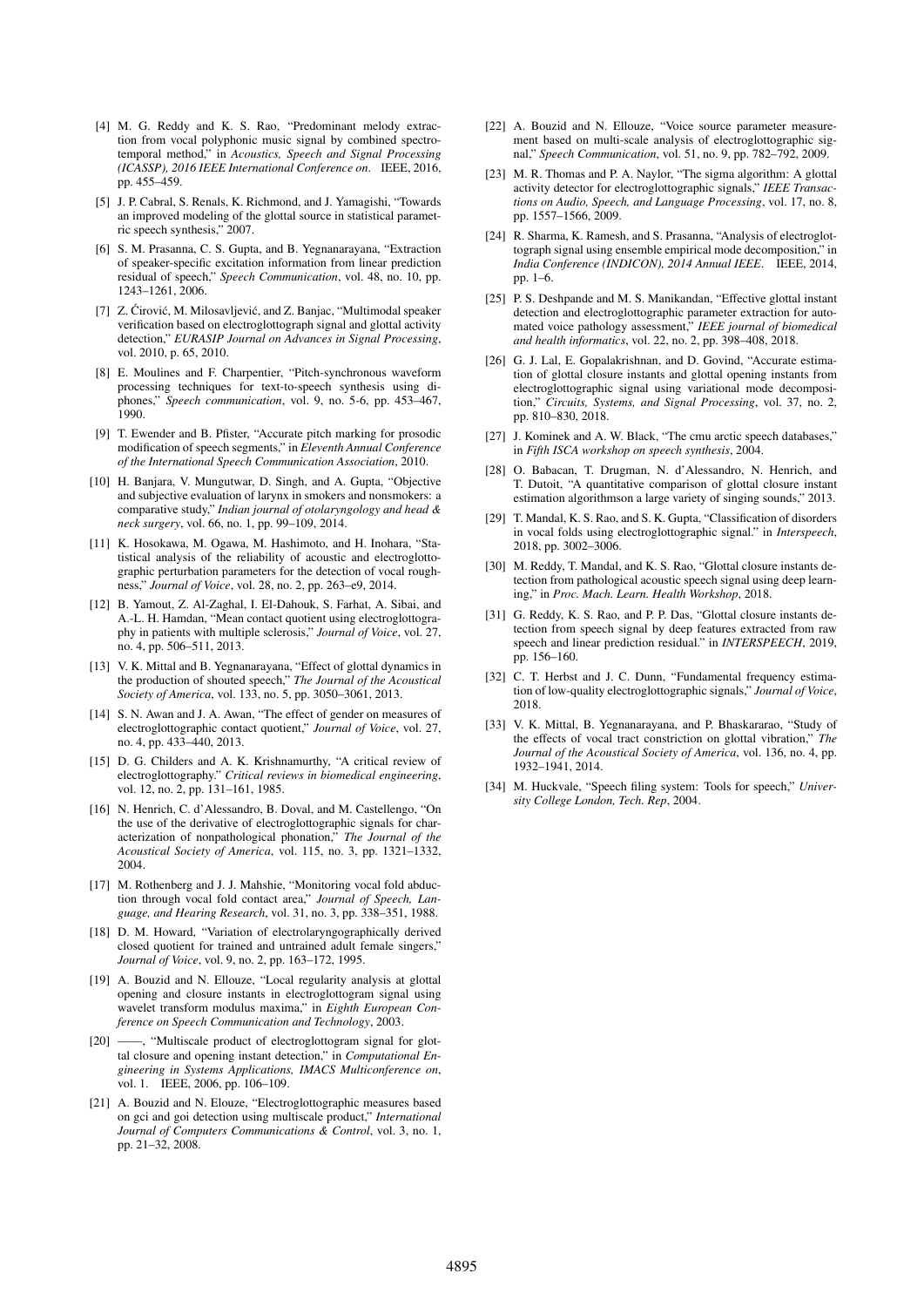[4] M. G. Reddy and K. S. Rao, "Predominant melody extraction from vocal polyphonic music signal by combined spectro-temporal method," in *Acoustics, Speech and Signal Processing (ICASSP), 2016 IEEE International Conference on*. IEEE, 2016, pp. 455–459.

[5] J. P. Cabral, S. Renals, K. Richmond, and J. Yamagishi, "Towards an improved modeling of the glottal source in statistical parametric speech synthesis," 2007.

[6] S. M. Prasanna, C. S. Gupta, and B. Yegnanarayana, "Extraction of speaker-specific excitation information from linear prediction residual of speech," *Speech Communication*, vol. 48, no. 10, pp. 1243–1261, 2006.

[7] Z. Ćirović, M. Milosavljević, and Z. Banjac, "Multimodal speaker verification based on electroglottograph signal and glottal activity detection," *EURASIP Journal on Advances in Signal Processing*, vol. 2010, p. 65, 2010.

[8] E. Moulines and F. Charpentier, "Pitch-synchronous waveform processing techniques for text-to-speech synthesis using diphones," *Speech communication*, vol. 9, no. 5-6, pp. 453–467, 1990.

[9] T. Ewender and B. Pfister, "Accurate pitch marking for prosodic modification of speech segments," in *Eleventh Annual Conference of the International Speech Communication Association*, 2010.

[10] H. Banjara, V. Mungutwar, D. Singh, and A. Gupta, "Objective and subjective evaluation of larynx in smokers and nonsmokers: a comparative study," *Indian journal of otolaryngology and head & neck surgery*, vol. 66, no. 1, pp. 99–109, 2014.

[11] K. Hosokawa, M. Ogawa, M. Hashimoto, and H. Inohara, "Statistical analysis of the reliability of acoustic and electroglottographic perturbation parameters for the detection of vocal roughness," *Journal of Voice*, vol. 28, no. 2, pp. 263–e9, 2014.

[12] B. Yamout, Z. Al-Zaghal, I. El-Dahouk, S. Farhat, A. Sibai, and A.-L. H. Hamdan, "Mean contact quotient using electroglottography in patients with multiple sclerosis," *Journal of Voice*, vol. 27, no. 4, pp. 506–511, 2013.

[13] V. K. Mittal and B. Yegnanarayana, "Effect of glottal dynamics in the production of shouted speech," *The Journal of the Acoustical Society of America*, vol. 133, no. 5, pp. 3050–3061, 2013.

[14] S. N. Awan and J. A. Awan, "The effect of gender on measures of electroglottographic contact quotient," *Journal of Voice*, vol. 27, no. 4, pp. 433–440, 2013.

[15] D. G. Childers and A. K. Krishnamurthy, "A critical review of electroglottography." *Critical reviews in biomedical engineering*, vol. 12, no. 2, pp. 131–161, 1985.

[16] N. Henrich, C. d'Alessandro, B. Doval, and M. Castellengo, "On the use of the derivative of electroglottographic signals for characterization of nonpathological phonation," *The Journal of the Acoustical Society of America*, vol. 115, no. 3, pp. 1321–1332, 2004.

[17] M. Rothenberg and J. J. Mahshie, "Monitoring vocal fold abduction through vocal fold contact area," *Journal of Speech, Language, and Hearing Research*, vol. 31, no. 3, pp. 338–351, 1988.

[18] D. M. Howard, "Variation of electrolaryngographically derived closed quotient for trained and untrained adult female singers," *Journal of Voice*, vol. 9, no. 2, pp. 163–172, 1995.

[19] A. Bouzid and N. Ellouze, "Local regularity analysis at glottal opening and closure instants in electroglottogram signal using wavelet transform modulus maxima," in *Eighth European Conference on Speech Communication and Technology*, 2003.

[20] ——, "Multiscale product of electroglottogram signal for glottal closure and opening instant detection," in *Computational Engineering in Systems Applications, IMACS Multiconference on*, vol. 1. IEEE, 2006, pp. 106–109.

[21] A. Bouzid and N. Elouze, "Electroglottographic measures based on gci and goi detection using multiscale product," *International Journal of Computers Communications & Control*, vol. 3, no. 1, pp. 21–32, 2008.

[22] A. Bouzid and N. Ellouze, "Voice source parameter measurement based on multi-scale analysis of electroglottographic signal," *Speech Communication*, vol. 51, no. 9, pp. 782–792, 2009.

[23] M. R. Thomas and P. A. Naylor, "The sigma algorithm: A glottal activity detector for electroglottographic signals," *IEEE Transactions on Audio, Speech, and Language Processing*, vol. 17, no. 8, pp. 1557–1566, 2009.

[24] R. Sharma, K. Ramesh, and S. Prasanna, "Analysis of electroglottograph signal using ensemble empirical mode decomposition," in *India Conference (INDICON), 2014 Annual IEEE*. IEEE, 2014, pp. 1–6.

[25] P. S. Deshpande and M. S. Manikandan, "Effective glottal instant detection and electroglottographic parameter extraction for automated voice pathology assessment," *IEEE journal of biomedical and health informatics*, vol. 22, no. 2, pp. 398–408, 2018.

[26] G. J. Lal, E. Gopalakrishnan, and D. Govind, "Accurate estimation of glottal closure instants and glottal opening instants from electroglottographic signal using variational mode decomposition," *Circuits, Systems, and Signal Processing*, vol. 37, no. 2, pp. 810–830, 2018.

[27] J. Kominek and A. W. Black, "The cmu arctic speech databases," in *Fifth ISCA workshop on speech synthesis*, 2004.

[28] O. Babacan, T. Drugman, N. d'Alessandro, N. Henrich, and T. Dutoit, "A quantitative comparison of glottal closure instant estimation algorithmson a large variety of singing sounds," 2013.

[29] T. Mandal, K. S. Rao, and S. K. Gupta, "Classification of disorders in vocal folds using electroglottographic signal." in *Interspeech*, 2018, pp. 3002–3006.

[30] M. Reddy, T. Mandal, and K. S. Rao, "Glottal closure instants detection from pathological acoustic speech signal using deep learning," in *Proc. Mach. Learn. Health Workshop*, 2018.

[31] G. Reddy, K. S. Rao, and P. P. Das, "Glottal closure instants detection from speech signal by deep features extracted from raw speech and linear prediction residual." in *INTERSPEECH*, 2019, pp. 156–160.

[32] C. T. Herbst and J. C. Dunn, "Fundamental frequency estimation of low-quality electroglottographic signals," *Journal of Voice*, 2018.

[33] V. K. Mittal, B. Yegnanarayana, and P. Bhaskararao, "Study of the effects of vocal tract constriction on glottal vibration," *The Journal of the Acoustical Society of America*, vol. 136, no. 4, pp. 1932–1941, 2014.

[34] M. Huckvale, "Speech filing system: Tools for speech," *University College London, Tech. Rep*, 2004.